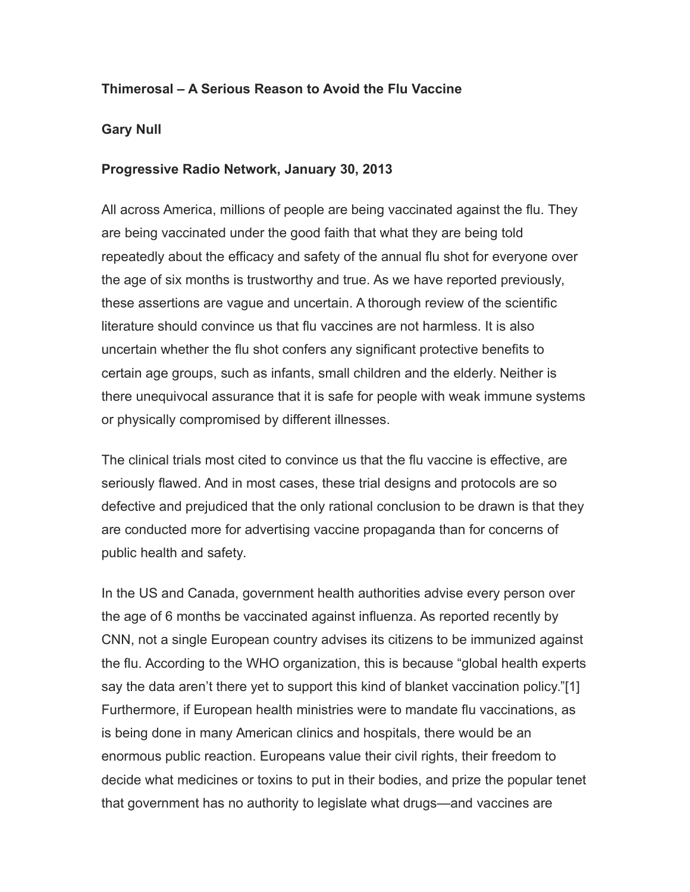**Thimerosal – A Serious Reason to Avoid the Flu Vaccine**

**Gary Null**

**Progressive Radio Network, January 30, 2013**

All across America, millions of people are being vaccinated against the flu. They are being vaccinated under the good faith that what they are being told repeatedly about the efficacy and safety of the annual flu shot for everyone over the age of six months is trustworthy and true. As we have reported previously, these assertions are vague and uncertain. A thorough review of the scientific literature should convince us that flu vaccines are not harmless. It is also uncertain whether the flu shot confers any significant protective benefits to certain age groups, such as infants, small children and the elderly. Neither is there unequivocal assurance that it is safe for people with weak immune systems or physically compromised by different illnesses.

The clinical trials most cited to convince us that the flu vaccine is effective, are seriously flawed. And in most cases, these trial designs and protocols are so defective and prejudiced that the only rational conclusion to be drawn is that they are conducted more for advertising vaccine propaganda than for concerns of public health and safety.

In the US and Canada, government health authorities advise every person over the age of 6 months be vaccinated against influenza. As reported recently by CNN, not a single European country advises its citizens to be immunized against the flu. According to the WHO organization, this is because "global health experts say the data aren't there yet to support this kind of blanket vaccination policy."[1] Furthermore, if European health ministries were to mandate flu vaccinations, as is being done in many American clinics and hospitals, there would be an enormous public reaction. Europeans value their civil rights, their freedom to decide what medicines or toxins to put in their bodies, and prize the popular tenet that government has no authority to legislate what drugs—and vaccines are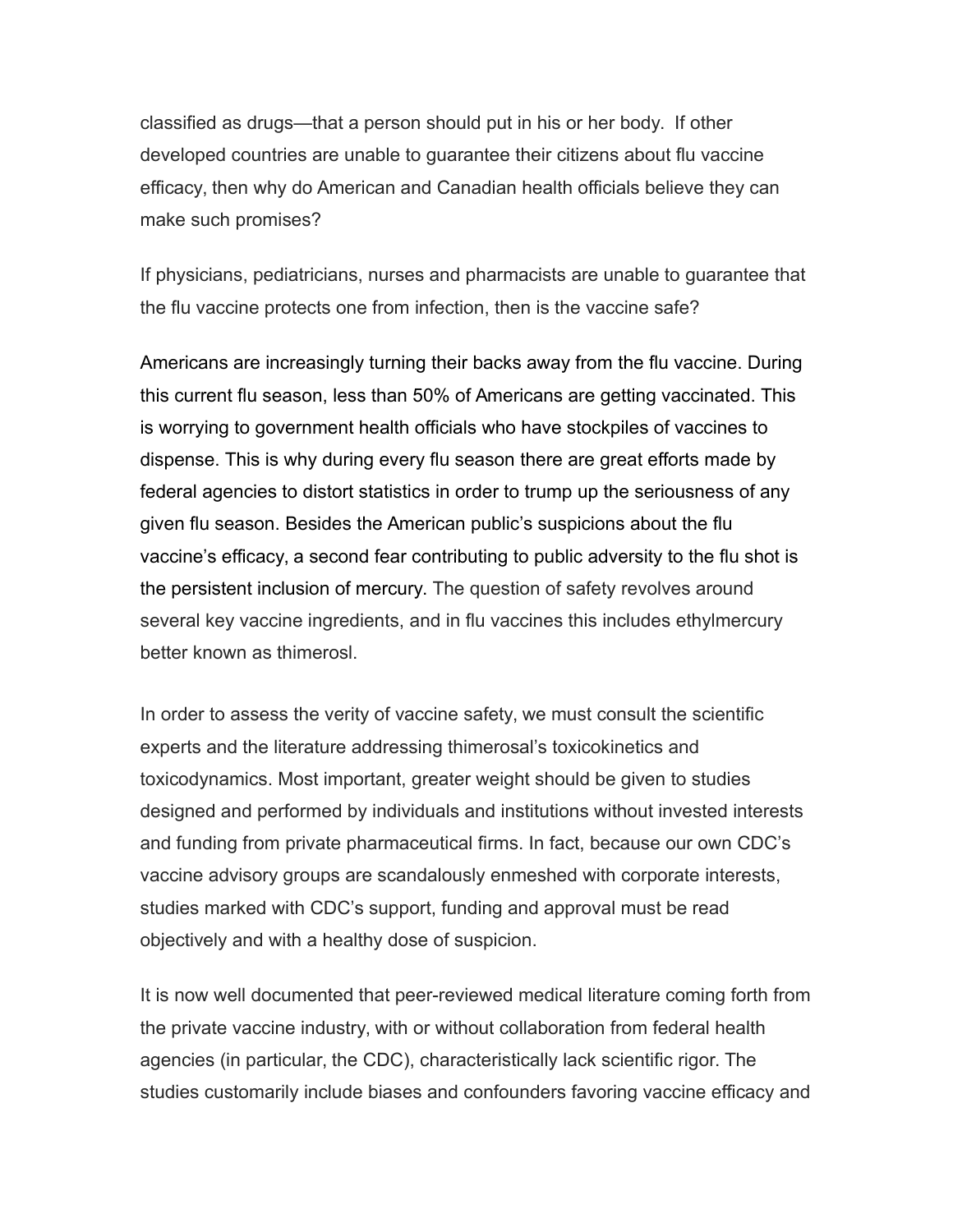classified as drugs—that a person should put in his or her body. If other developed countries are unable to guarantee their citizens about flu vaccine efficacy, then why do American and Canadian health officials believe they can make such promises?

If physicians, pediatricians, nurses and pharmacists are unable to guarantee that the flu vaccine protects one from infection, then is the vaccine safe?

Americans are increasingly turning their backs away from the flu vaccine. During this current flu season, less than 50% of Americans are getting vaccinated. This is worrying to government health officials who have stockpiles of vaccines to dispense. This is why during every flu season there are great efforts made by federal agencies to distort statistics in order to trump up the seriousness of any given flu season. Besides the American public's suspicions about the flu vaccine's efficacy, a second fear contributing to public adversity to the flu shot is the persistent inclusion of mercury. The question of safety revolves around several key vaccine ingredients, and in flu vaccines this includes ethylmercury better known as thimerosl.

In order to assess the verity of vaccine safety, we must consult the scientific experts and the literature addressing thimerosal's toxicokinetics and toxicodynamics. Most important, greater weight should be given to studies designed and performed by individuals and institutions without invested interests and funding from private pharmaceutical firms. In fact, because our own CDC's vaccine advisory groups are scandalously enmeshed with corporate interests, studies marked with CDC's support, funding and approval must be read objectively and with a healthy dose of suspicion.

It is now well documented that peer-reviewed medical literature coming forth from the private vaccine industry, with or without collaboration from federal health agencies (in particular, the CDC), characteristically lack scientific rigor. The studies customarily include biases and confounders favoring vaccine efficacy and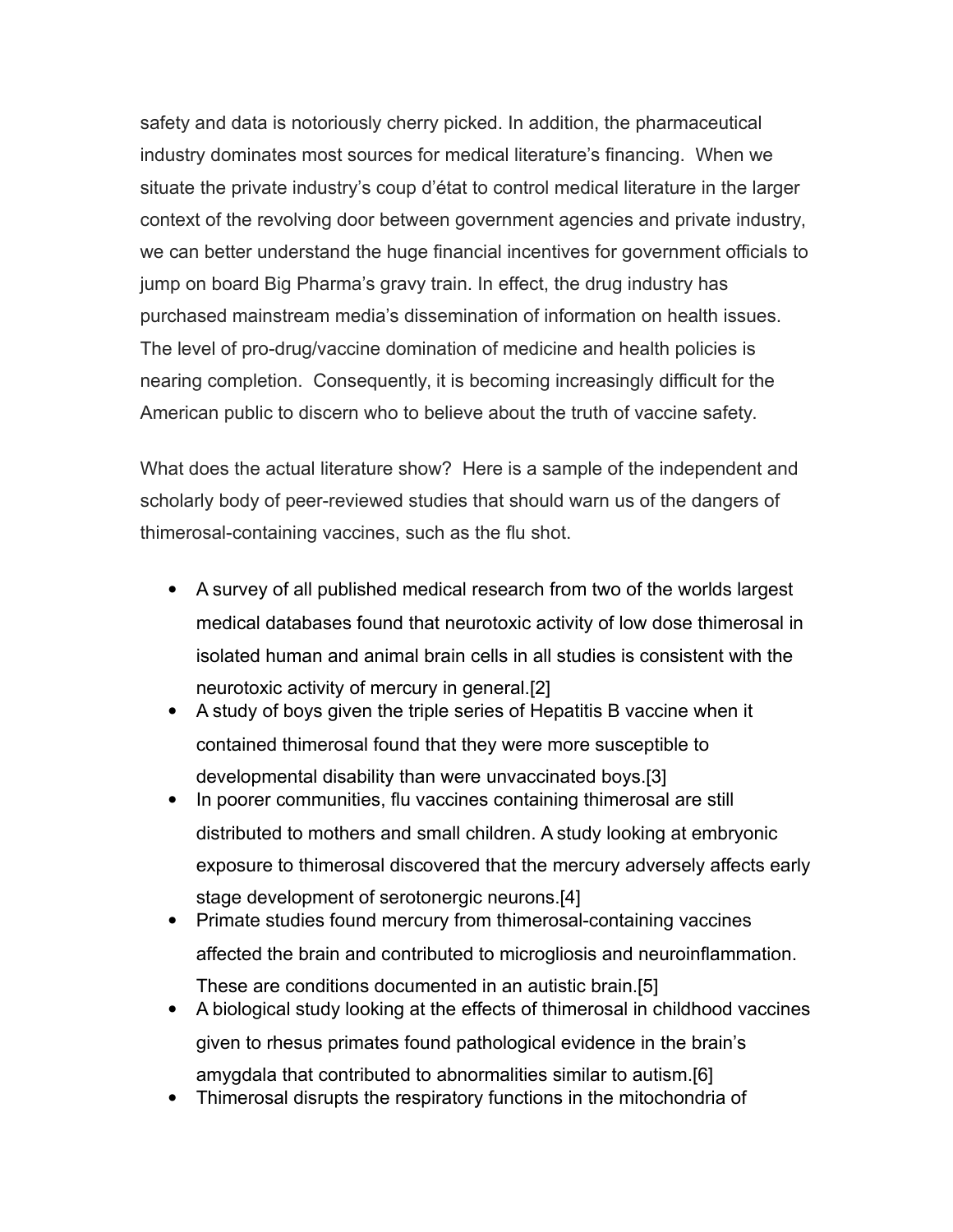safety and data is notoriously cherry picked. In addition, the pharmaceutical industry dominates most sources for medical literature's financing. When we situate the private industry's coup d'état to control medical literature in the larger context of the revolving door between government agencies and private industry, we can better understand the huge financial incentives for government officials to jump on board Big Pharma's gravy train. In effect, the drug industry has purchased mainstream media's dissemination of information on health issues. The level of pro-drug/vaccine domination of medicine and health policies is nearing completion. Consequently, it is becoming increasingly difficult for the American public to discern who to believe about the truth of vaccine safety.

What does the actual literature show? Here is a sample of the independent and scholarly body of peer-reviewed studies that should warn us of the dangers of thimerosal-containing vaccines, such as the flu shot.

- A survey of all published medical research from two of the worlds largest medical databases found that neurotoxic activity of low dose thimerosal in isolated human and animal brain cells in all studies is consistent with the neurotoxic activity of mercury in general.[2]
- A study of boys given the triple series of Hepatitis B vaccine when it contained thimerosal found that they were more susceptible to developmental disability than were unvaccinated boys.[3]
- In poorer communities, flu vaccines containing thimerosal are still distributed to mothers and small children. A study looking at embryonic exposure to thimerosal discovered that the mercury adversely affects early stage development of serotonergic neurons.[4]
- Primate studies found mercury from thimerosal-containing vaccines affected the brain and contributed to microgliosis and neuroinflammation. These are conditions documented in an autistic brain.[5]
- A biological study looking at the effects of thimerosal in childhood vaccines given to rhesus primates found pathological evidence in the brain's amygdala that contributed to abnormalities similar to autism.[6]
- Thimerosal disrupts the respiratory functions in the mitochondria of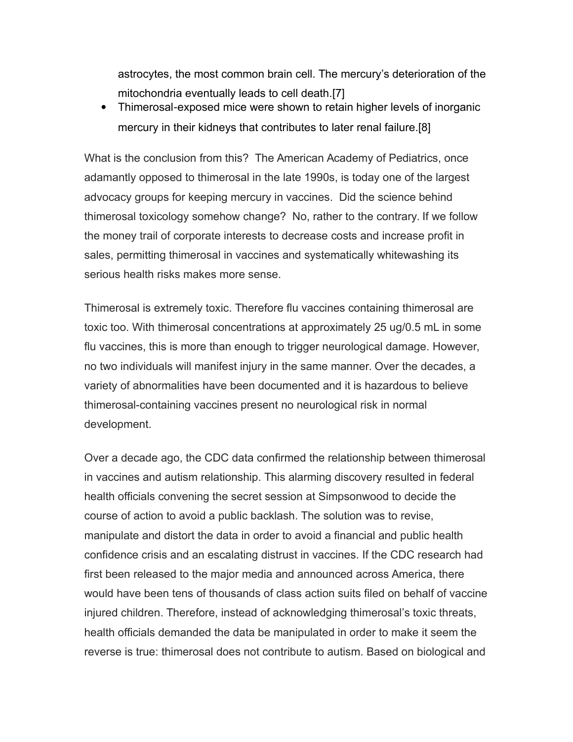astrocytes, the most common brain cell. The mercury's deterioration of the mitochondria eventually leads to cell death.[7]

- Thimerosal-exposed mice were shown to retain higher levels of inorganic mercury in their kidneys that contributes to later renal failure.[8]

What is the conclusion from this? The American Academy of Pediatrics, once adamantly opposed to thimerosal in the late 1990s, is today one of the largest advocacy groups for keeping mercury in vaccines. Did the science behind thimerosal toxicology somehow change? No, rather to the contrary. If we follow the money trail of corporate interests to decrease costs and increase profit in sales, permitting thimerosal in vaccines and systematically whitewashing its serious health risks makes more sense.

Thimerosal is extremely toxic. Therefore flu vaccines containing thimerosal are toxic too. With thimerosal concentrations at approximately 25 ug/0.5 mL in some flu vaccines, this is more than enough to trigger neurological damage. However, no two individuals will manifest injury in the same manner. Over the decades, a variety of abnormalities have been documented and it is hazardous to believe thimerosal-containing vaccines present no neurological risk in normal development.

Over a decade ago, the CDC data confirmed the relationship between thimerosal in vaccines and autism relationship. This alarming discovery resulted in federal health officials convening the secret session at Simpsonwood to decide the course of action to avoid a public backlash. The solution was to revise, manipulate and distort the data in order to avoid a financial and public health confidence crisis and an escalating distrust in vaccines. If the CDC research had first been released to the major media and announced across America, there would have been tens of thousands of class action suits filed on behalf of vaccine injured children. Therefore, instead of acknowledging thimerosal's toxic threats, health officials demanded the data be manipulated in order to make it seem the reverse is true: thimerosal does not contribute to autism. Based on biological and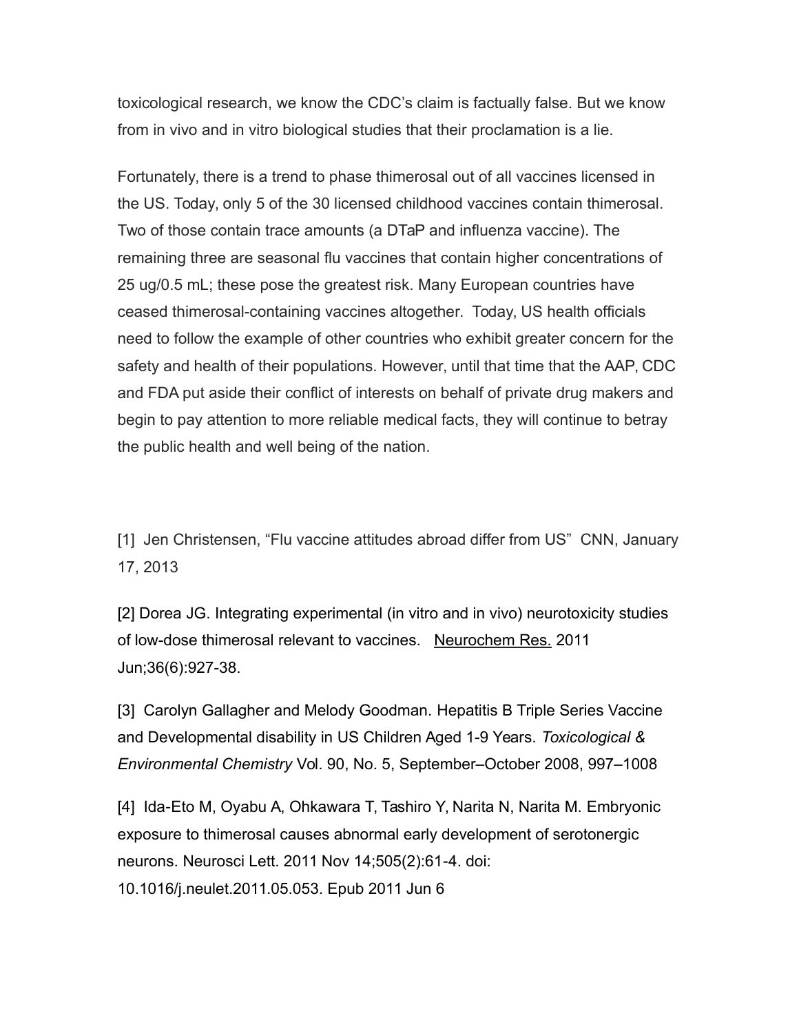toxicological research, we know the CDC's claim is factually false. But we know from in vivo and in vitro biological studies that their proclamation is a lie.

Fortunately, there is a trend to phase thimerosal out of all vaccines licensed in the US. Today, only 5 of the 30 licensed childhood vaccines contain thimerosal. Two of those contain trace amounts (a DTaP and influenza vaccine). The remaining three are seasonal flu vaccines that contain higher concentrations of 25 ug/0.5 mL; these pose the greatest risk. Many European countries have ceased thimerosal-containing vaccines altogether. Today, US health officials need to follow the example of other countries who exhibit greater concern for the safety and health of their populations. However, until that time that the AAP, CDC and FDA put aside their conflict of interests on behalf of private drug makers and begin to pay attention to more reliable medical facts, they will continue to betray the public health and well being of the nation.

[1] Jen Christensen, "Flu vaccine attitudes abroad differ from US" CNN, January 17, 2013

[2] Dorea JG. Integrating experimental (in vitro and in vivo) neurotoxicity studies of low-dose thimerosal relevant to vaccines. Neurochem Res. 2011 Jun;36(6):927-38.

[3] Carolyn Gallagher and Melody Goodman. Hepatitis B Triple Series Vaccine and Developmental disability in US Children Aged 1-9 Years. *Toxicological & Environmental Chemistry* Vol. 90, No. 5, September–October 2008, 997–1008

[4] Ida-Eto M, Oyabu A, Ohkawara T, Tashiro Y, Narita N, Narita M. Embryonic exposure to thimerosal causes abnormal early development of serotonergic neurons. Neurosci Lett. 2011 Nov 14;505(2):61-4. doi: 10.1016/j.neulet.2011.05.053. Epub 2011 Jun 6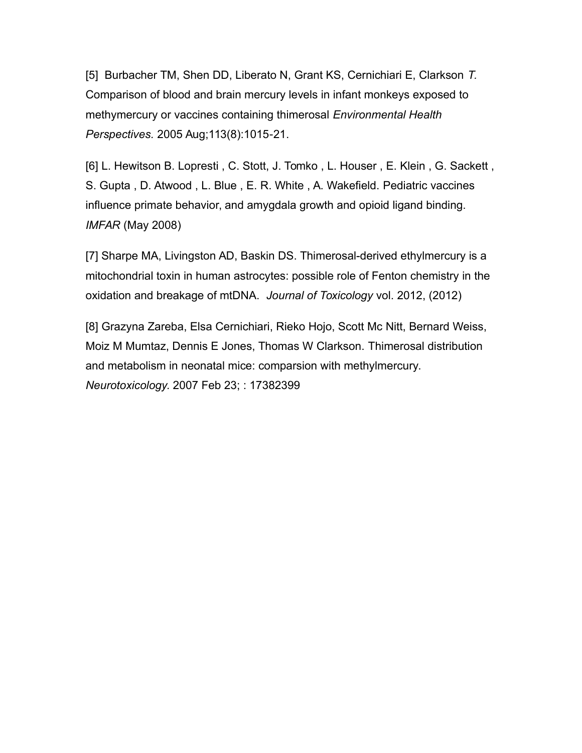[5] Burbacher TM, Shen DD, Liberato N, Grant KS, Cernichiari E, Clarkson *T.* Comparison of blood and brain mercury levels in infant monkeys exposed to methymercury or vaccines containing thimerosal *Environmental Health Perspectives.* 2005 Aug;113(8):1015-21.

[6] L. Hewitson B. Lopresti , C. Stott, J. Tomko , L. Houser , E. Klein , G. Sackett , S. Gupta , D. Atwood , L. Blue , E. R. White , A. Wakefield. Pediatric vaccines influence primate behavior, and amygdala growth and opioid ligand binding. *IMFAR* (May 2008)

[7] Sharpe MA, Livingston AD, Baskin DS. Thimerosal-derived ethylmercury is a mitochondrial toxin in human astrocytes: possible role of Fenton chemistry in the oxidation and breakage of mtDNA. *Journal of Toxicology* vol. 2012, (2012)

[8] Grazyna Zareba, Elsa Cernichiari, Rieko Hojo, Scott Mc Nitt, Bernard Weiss, Moiz M Mumtaz, Dennis E Jones, Thomas W Clarkson. Thimerosal distribution and metabolism in neonatal mice: comparsion with methylmercury. *Neurotoxicology.* 2007 Feb 23; : 17382399